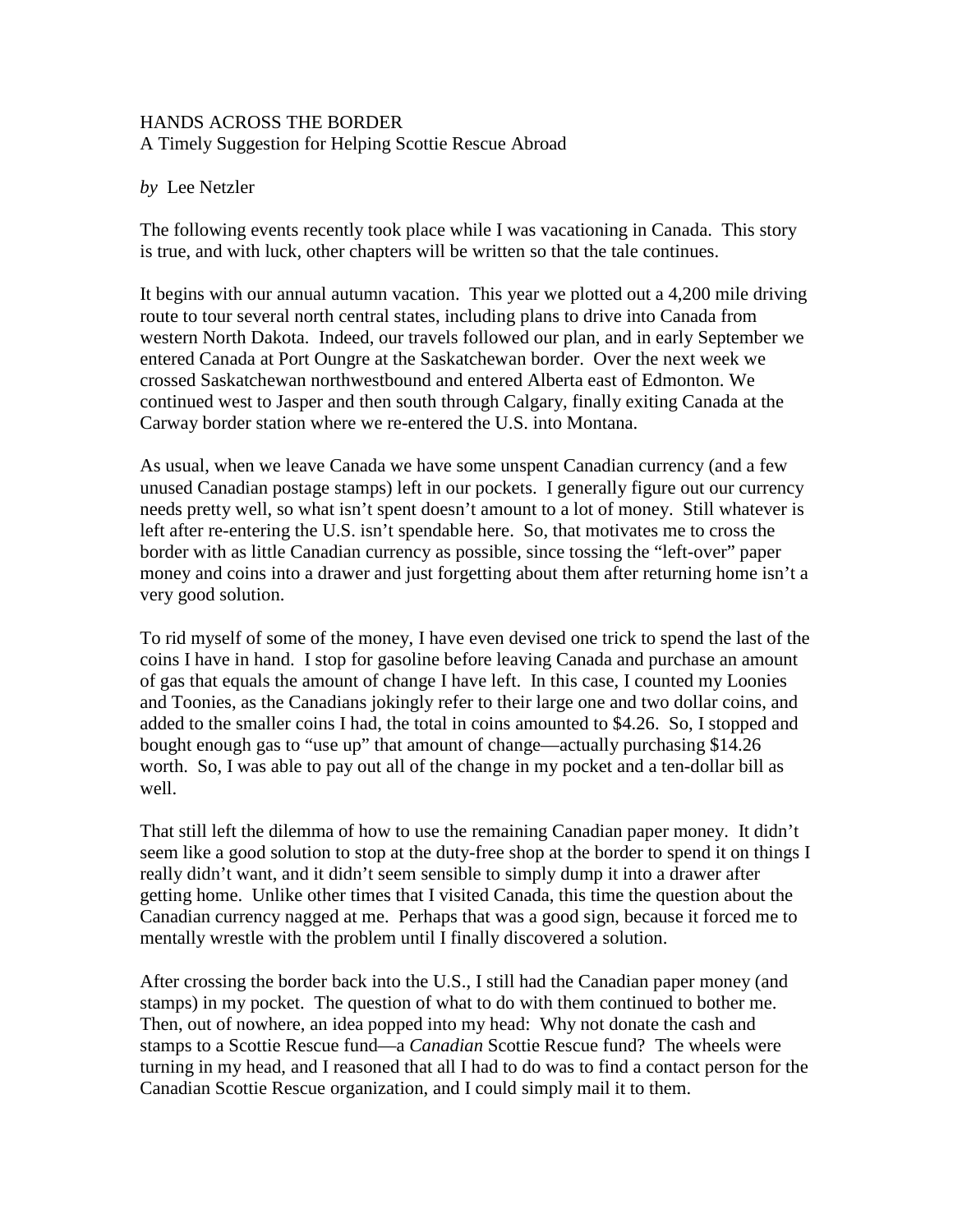# HANDS ACROSS THE BORDER

A Timely Suggestion for Helping Scottie Rescue Abroad

*by* Lee Netzler

The following events recently took place while I was vacationing in Canada. This story is true, and with luck, other chapters will be written so that the tale continues.

It begins with our annual autumn vacation. This year we plotted out a 4,200 mile driving route to tour several north central states, including plans to drive into Canada from western North Dakota. Indeed, our travels followed our plan, and in early September we entered Canada at Port Oungre at the Saskatchewan border. Over the next week we crossed Saskatchewan northwestbound and entered Alberta east of Edmonton. We continued west to Jasper and then south through Calgary, finally exiting Canada at the Carway border station where we re-entered the U.S. into Montana.

As usual, when we leave Canada we have some unspent Canadian currency (and a few unused Canadian postage stamps) left in our pockets. I generally figure out our currency needs pretty well, so what isn't spent doesn't amount to a lot of money. Still whatever is left after re-entering the U.S. isn't spendable here. So, that motivates me to cross the border with as little Canadian currency as possible, since tossing the "left-over" paper money and coins into a drawer and just forgetting about them after returning home isn't a very good solution.

To rid myself of some of the money, I have even devised one trick to spend the last of the coins I have in hand. I stop for gasoline before leaving Canada and purchase an amount of gas that equals the amount of change I have left. In this case, I counted my Loonies and Toonies, as the Canadians jokingly refer to their large one and two dollar coins, and added to the smaller coins I had, the total in coins amounted to $4.26. So, I stopped and bought enough gas to "use up" that amount of change—actually purchasing $14.26 worth. So, I was able to pay out all of the change in my pocket and a ten-dollar bill as well.

That still left the dilemma of how to use the remaining Canadian paper money. It didn't seem like a good solution to stop at the duty-free shop at the border to spend it on things I really didn't want, and it didn't seem sensible to simply dump it into a drawer after getting home. Unlike other times that I visited Canada, this time the question about the Canadian currency nagged at me. Perhaps that was a good sign, because it forced me to mentally wrestle with the problem until I finally discovered a solution.

After crossing the border back into the U.S., I still had the Canadian paper money (and stamps) in my pocket. The question of what to do with them continued to bother me. Then, out of nowhere, an idea popped into my head: Why not donate the cash and stamps to a Scottie Rescue fund—a *Canadian* Scottie Rescue fund? The wheels were turning in my head, and I reasoned that all I had to do was to find a contact person for the Canadian Scottie Rescue organization, and I could simply mail it to them.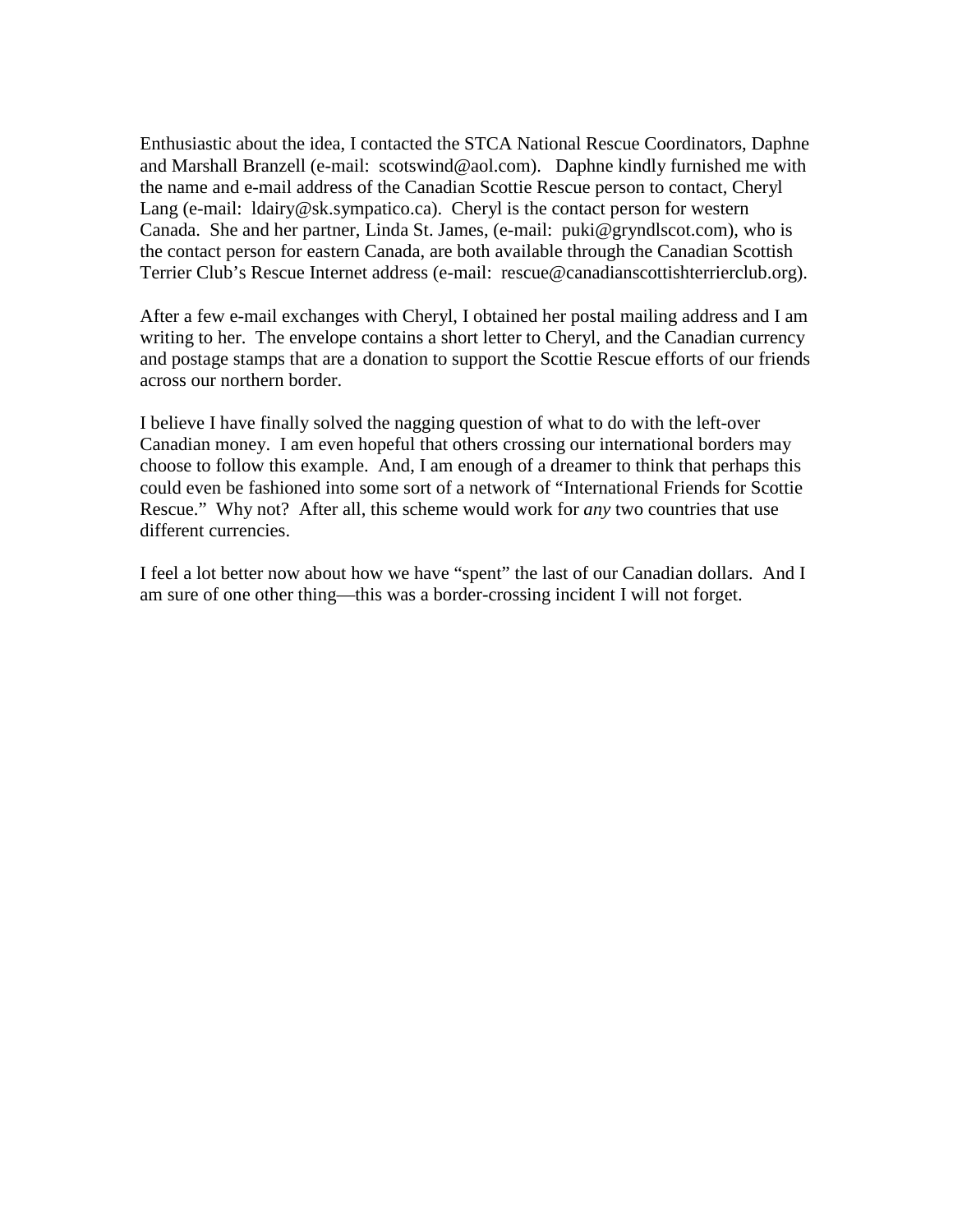Enthusiastic about the idea, I contacted the STCA National Rescue Coordinators, Daphne and Marshall Branzell (e-mail: scotswind@aol.com). Daphne kindly furnished me with the name and e-mail address of the Canadian Scottie Rescue person to contact, Cheryl Lang (e-mail: ldairy@sk.sympatico.ca). Cheryl is the contact person for western Canada. She and her partner, Linda St. James, (e-mail: puki@gryndlscot.com), who is the contact person for eastern Canada, are both available through the Canadian Scottish Terrier Club's Rescue Internet address (e-mail: rescue@canadianscottishterrierclub.org).

After a few e-mail exchanges with Cheryl, I obtained her postal mailing address and I am writing to her. The envelope contains a short letter to Cheryl, and the Canadian currency and postage stamps that are a donation to support the Scottie Rescue efforts of our friends across our northern border.

I believe I have finally solved the nagging question of what to do with the left-over Canadian money. I am even hopeful that others crossing our international borders may choose to follow this example. And, I am enough of a dreamer to think that perhaps this could even be fashioned into some sort of a network of "International Friends for Scottie Rescue." Why not? After all, this scheme would work for *any* two countries that use different currencies.

I feel a lot better now about how we have "spent" the last of our Canadian dollars. And I am sure of one other thing—this was a border-crossing incident I will not forget.